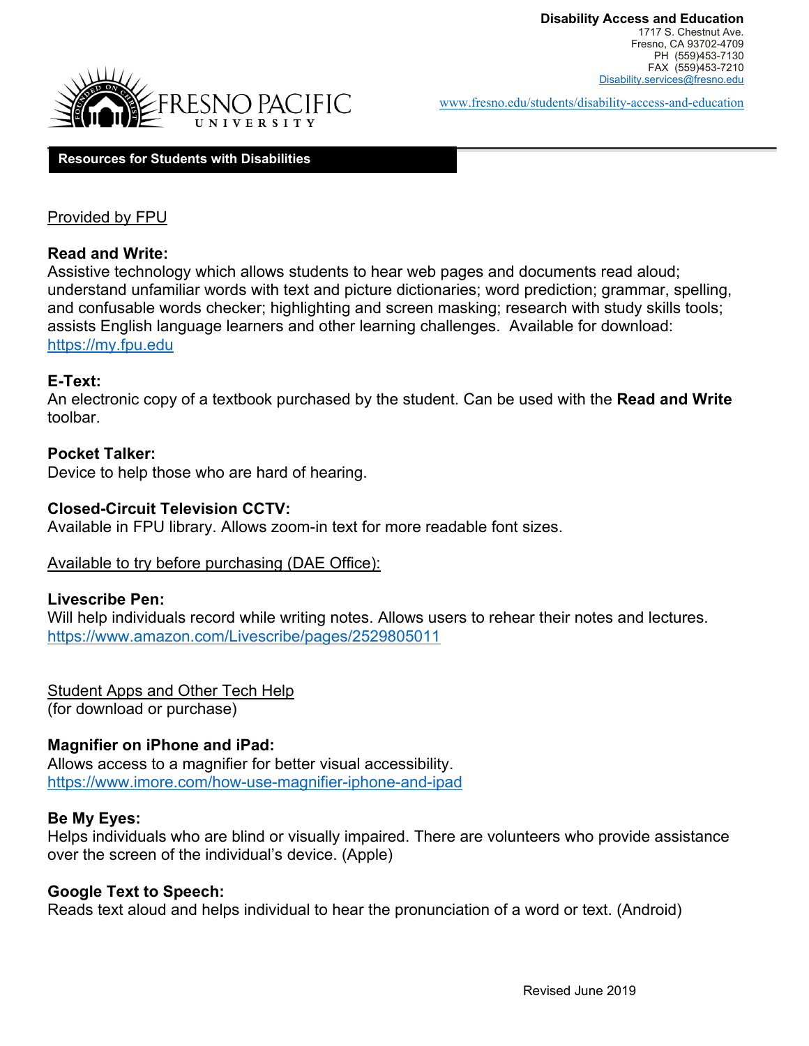**Disability Access and Education**
1717 S. Chestnut Ave.
Fresno, CA 93702-4709
PH (559)453-7130
FAX (559)453-7210
Disability.services@fresno.edu

FRESNO PACIFIC UNIVERSITY

www.fresno.edu/students/disability-access-and-education

## Resources for Students with Disabilities

### Provided by FPU

**Read and Write:**
Assistive technology which allows students to hear web pages and documents read aloud; understand unfamiliar words with text and picture dictionaries; word prediction; grammar, spelling, and confusable words checker; highlighting and screen masking; research with study skills tools; assists English language learners and other learning challenges. Available for download: https://my.fpu.edu

**E-Text:**
An electronic copy of a textbook purchased by the student. Can be used with the **Read and Write** toolbar.

**Pocket Talker:**
Device to help those who are hard of hearing.

**Closed-Circuit Television CCTV:**
Available in FPU library. Allows zoom-in text for more readable font sizes.

### Available to try before purchasing (DAE Office):

**Livescribe Pen:**
Will help individuals record while writing notes. Allows users to rehear their notes and lectures.
https://www.amazon.com/Livescribe/pages/2529805011

### Student Apps and Other Tech Help
(for download or purchase)

**Magnifier on iPhone and iPad:**
Allows access to a magnifier for better visual accessibility.
https://www.imore.com/how-use-magnifier-iphone-and-ipad

**Be My Eyes:**
Helps individuals who are blind or visually impaired. There are volunteers who provide assistance over the screen of the individual's device. (Apple)

**Google Text to Speech:**
Reads text aloud and helps individual to hear the pronunciation of a word or text. (Android)

Revised June 2019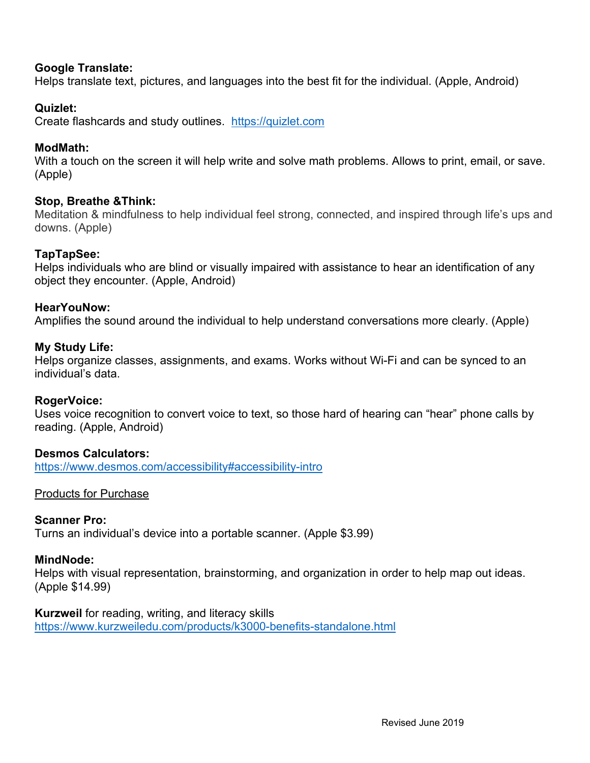**Google Translate:**
Helps translate text, pictures, and languages into the best fit for the individual. (Apple, Android)

**Quizlet:**
Create flashcards and study outlines. https://quizlet.com

**ModMath:**
With a touch on the screen it will help write and solve math problems. Allows to print, email, or save. (Apple)

**Stop, Breathe &Think:**
Meditation & mindfulness to help individual feel strong, connected, and inspired through life's ups and downs. (Apple)

**TapTapSee:**
Helps individuals who are blind or visually impaired with assistance to hear an identification of any object they encounter. (Apple, Android)

**HearYouNow:**
Amplifies the sound around the individual to help understand conversations more clearly. (Apple)

**My Study Life:**
Helps organize classes, assignments, and exams. Works without Wi-Fi and can be synced to an individual's data.

**RogerVoice:**
Uses voice recognition to convert voice to text, so those hard of hearing can "hear" phone calls by reading. (Apple, Android)

**Desmos Calculators:**
https://www.desmos.com/accessibility#accessibility-intro

Products for Purchase

**Scanner Pro:**
Turns an individual's device into a portable scanner. (Apple $3.99)

**MindNode:**
Helps with visual representation, brainstorming, and organization in order to help map out ideas. (Apple $14.99)

**Kurzweil** for reading, writing, and literacy skills
https://www.kurzweiledu.com/products/k3000-benefits-standalone.html

Revised June 2019